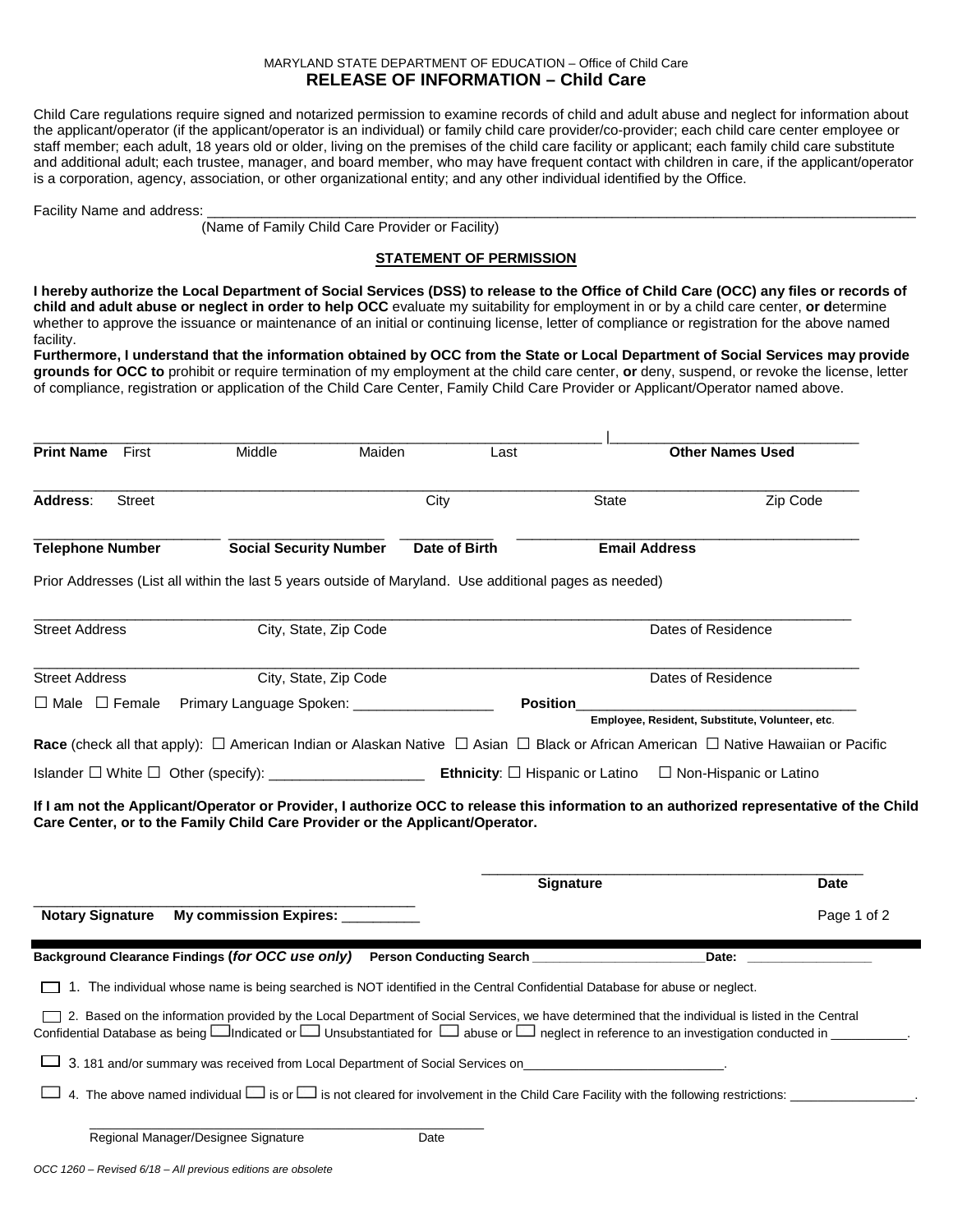MARYLAND STATE DEPARTMENT OF EDUCATION – Office of Child Care

# RELEASE OF INFORMATION – Child Care

Child Care regulations require signed and notarized permission to examine records of child and adult abuse and neglect for information about the applicant/operator (if the applicant/operator is an individual) or family child care provider/co-provider; each child care center employee or staff member; each adult, 18 years old or older, living on the premises of the child care facility or applicant; each family child care substitute and additional adult; each trustee, manager, and board member, who may have frequent contact with children in care, if the applicant/operator is a corporation, agency, association, or other organizational entity; and any other individual identified by the Office.

Facility Name and address: ______________________________________________________________________

(Name of Family Child Care Provider or Facility)

## STATEMENT OF PERMISSION

**I hereby authorize the Local Department of Social Services (DSS) to release to the Office of Child Care (OCC) any files or records of child and adult abuse or neglect in order to help OCC** evaluate my suitability for employment in or by a child care center, **or d**etermine whether to approve the issuance or maintenance of an initial or continuing license, letter of compliance or registration for the above named facility.

**Furthermore, I understand that the information obtained by OCC from the State or Local Department of Social Services may provide grounds for OCC to** prohibit or require termination of my employment at the child care center, **or** deny, suspend, or revoke the license, letter of compliance, registration or application of the Child Care Center, Family Child Care Provider or Applicant/Operator named above.

______________________________________________________________________ | ______________________________

**Print Name** First Middle Maiden Last | **Other Names Used**

______________________________________________________________________________________________

**Address**: Street City State Zip Code

______________________ ______________________ ____________ ______________________________

**Telephone Number** **Social Security Number** **Date of Birth** **Email Address**

Prior Addresses (List all within the last 5 years outside of Maryland. Use additional pages as needed)

______________________________________________________________________________________________

Street Address City, State, Zip Code Dates of Residence

______________________________________________________________________________________________

Street Address City, State, Zip Code Dates of Residence

☐ Male ☐ Female Primary Language Spoken: __________________ **Position**_____________________________________

**Employee, Resident, Substitute, Volunteer, etc**.

**Race** (check all that apply): ☐ American Indian or Alaskan Native ☐ Asian ☐ Black or African American ☐ Native Hawaiian or Pacific Islander ☐ White ☐ Other (specify): ____________________ **Ethnicity**: ☐ Hispanic or Latino ☐ Non-Hispanic or Latino

**If I am not the Applicant/Operator or Provider, I authorize OCC to release this information to an authorized representative of the Child Care Center, or to the Family Child Care Provider or the Applicant/Operator.**

__________________________________________________

**Signature** **Date**

__________________________________________________

**Notary Signature** **My commission Expires:** __________

---

**Background Clearance Findings (*for OCC use only*)** **Person Conducting Search** ________________________ **Date:** _________________

☐ 1. The individual whose name is being searched is NOT identified in the Central Confidential Database for abuse or neglect.

☐ 2. Based on the information provided by the Local Department of Social Services, we have determined that the individual is listed in the Central Confidential Database as being ☐ Indicated or ☐ Unsubstantiated for ☐ abuse or ☐ neglect in reference to an investigation conducted in __________.

☐ 3. 181 and/or summary was received from Local Department of Social Services on____________________________.

☐ 4. The above named individual ☐ is or ☐ is not cleared for involvement in the Child Care Facility with the following restrictions: _________________.

__________________________________________________

Regional Manager/Designee Signature Date

*OCC 1260 – Revised 6/18 – All previous editions are obsolete*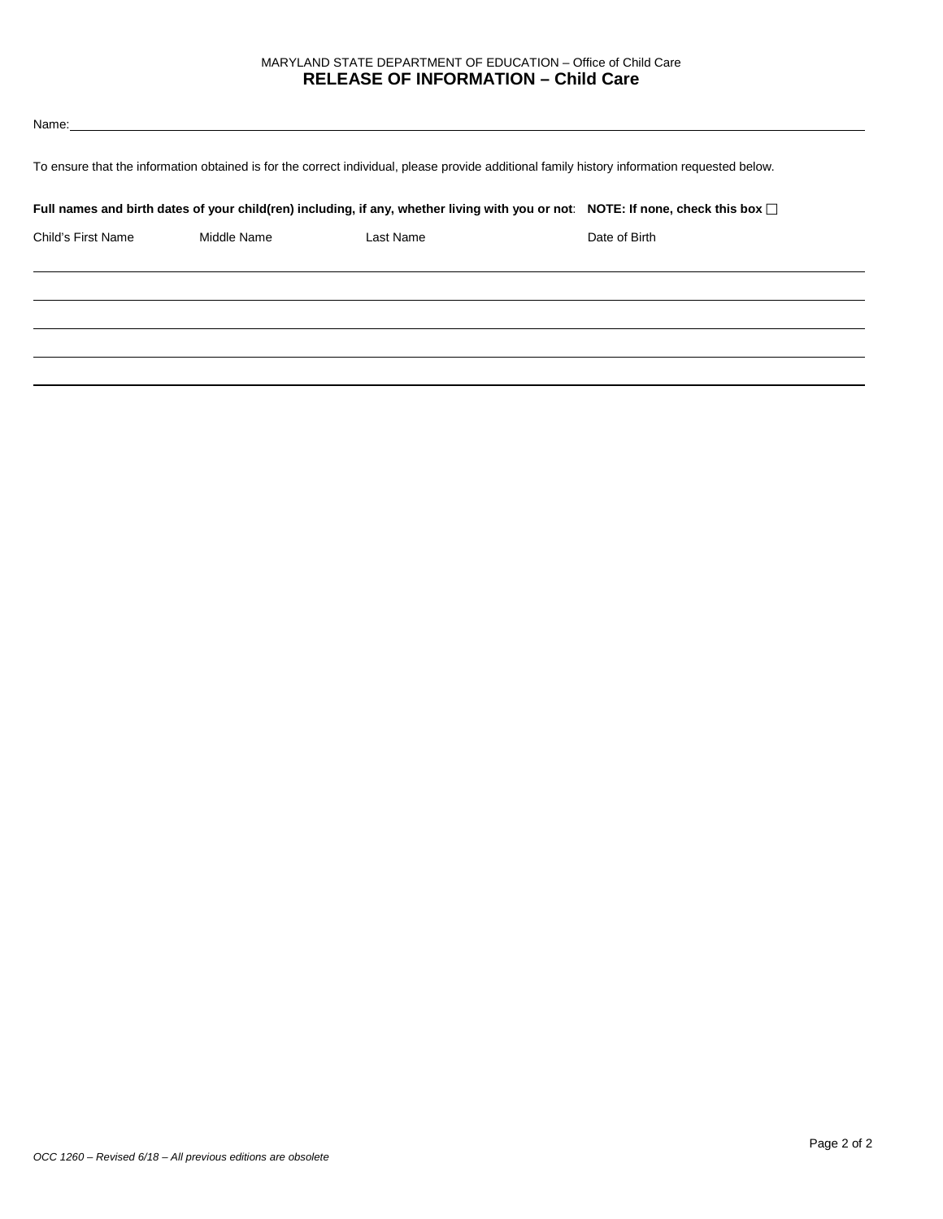MARYLAND STATE DEPARTMENT OF EDUCATION – Office of Child Care

# RELEASE OF INFORMATION – Child Care

Name: \_\_\_\_\_\_\_\_\_\_\_\_\_\_\_\_\_\_\_\_\_\_\_\_\_\_\_\_\_\_\_\_\_\_\_\_\_\_\_\_

To ensure that the information obtained is for the correct individual, please provide additional family history information requested below.

**Full names and birth dates of your child(ren) including, if any, whether living with you or not**: **NOTE: If none, check this box** ☐

| Child's First Name | Middle Name | Last Name | Date of Birth |
|---|---|---|---|
| | | | |
| | | | |
| | | | |
| | | | |
| | | | |

*OCC 1260 – Revised 6/18 – All previous editions are obsolete*